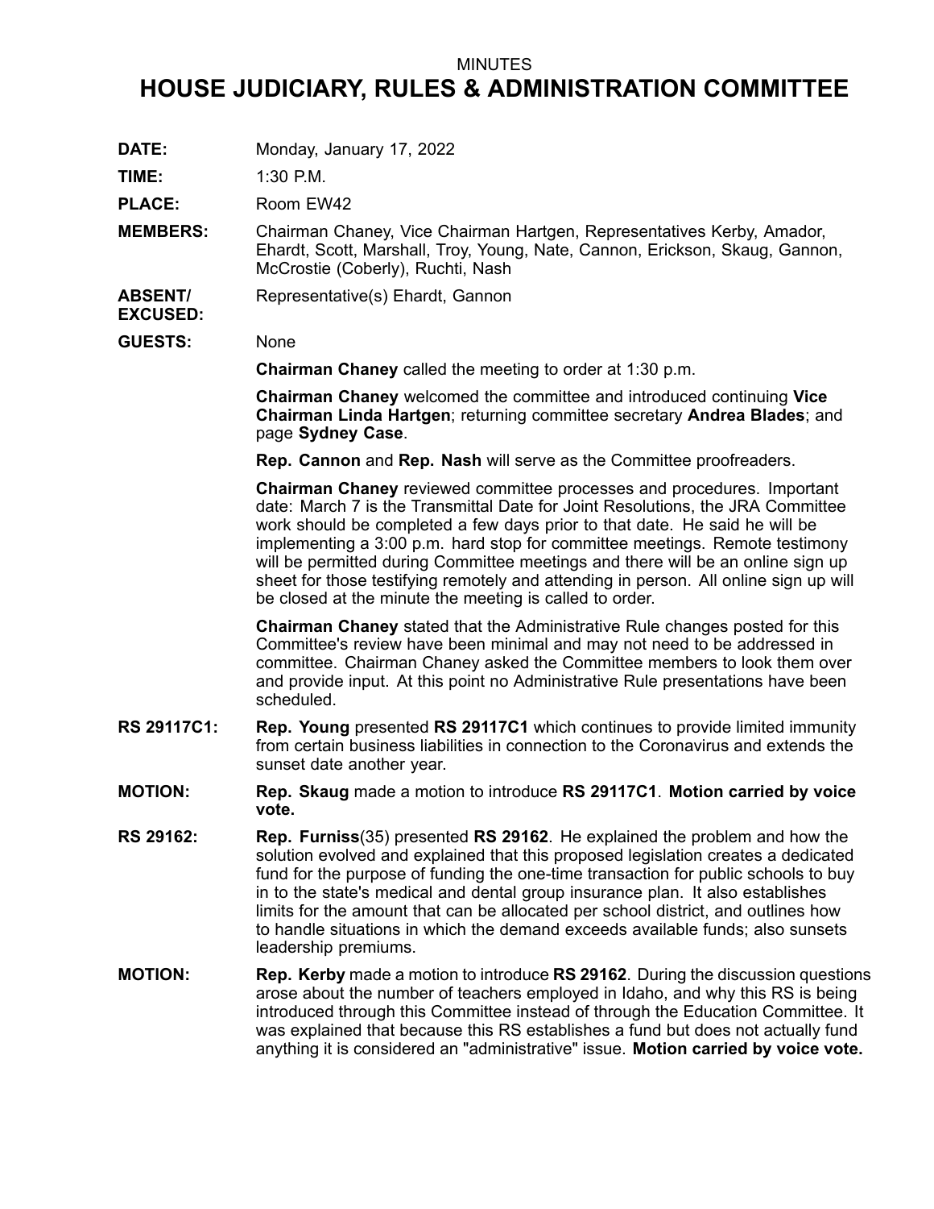MINUTES

# HOUSE JUDICIARY, RULES & ADMINISTRATION COMMITTEE

**DATE:** Monday, January 17, 2022

**TIME:** 1:30 P.M.

**PLACE:** Room EW42

**MEMBERS:** Chairman Chaney, Vice Chairman Hartgen, Representatives Kerby, Amador, Ehardt, Scott, Marshall, Troy, Young, Nate, Cannon, Erickson, Skaug, Gannon, McCrostie (Coberly), Ruchti, Nash

**ABSENT/ EXCUSED:** Representative(s) Ehardt, Gannon

**GUESTS:** None

**Chairman Chaney** called the meeting to order at 1:30 p.m.

**Chairman Chaney** welcomed the committee and introduced continuing **Vice Chairman Linda Hartgen**; returning committee secretary **Andrea Blades**; and page **Sydney Case**.

**Rep. Cannon** and **Rep. Nash** will serve as the Committee proofreaders.

**Chairman Chaney** reviewed committee processes and procedures. Important date: March 7 is the Transmittal Date for Joint Resolutions, the JRA Committee work should be completed a few days prior to that date. He said he will be implementing a 3:00 p.m. hard stop for committee meetings. Remote testimony will be permitted during Committee meetings and there will be an online sign up sheet for those testifying remotely and attending in person. All online sign up will be closed at the minute the meeting is called to order.

**Chairman Chaney** stated that the Administrative Rule changes posted for this Committee's review have been minimal and may not need to be addressed in committee. Chairman Chaney asked the Committee members to look them over and provide input. At this point no Administrative Rule presentations have been scheduled.

**RS 29117C1:** **Rep. Young** presented **RS 29117C1** which continues to provide limited immunity from certain business liabilities in connection to the Coronavirus and extends the sunset date another year.

**MOTION:** **Rep. Skaug** made a motion to introduce **RS 29117C1**. **Motion carried by voice vote.**

**RS 29162:** **Rep. Furniss**(35) presented **RS 29162**. He explained the problem and how the solution evolved and explained that this proposed legislation creates a dedicated fund for the purpose of funding the one-time transaction for public schools to buy in to the state's medical and dental group insurance plan. It also establishes limits for the amount that can be allocated per school district, and outlines how to handle situations in which the demand exceeds available funds; also sunsets leadership premiums.

**MOTION:** **Rep. Kerby** made a motion to introduce **RS 29162**. During the discussion questions arose about the number of teachers employed in Idaho, and why this RS is being introduced through this Committee instead of through the Education Committee. It was explained that because this RS establishes a fund but does not actually fund anything it is considered an "administrative" issue. **Motion carried by voice vote.**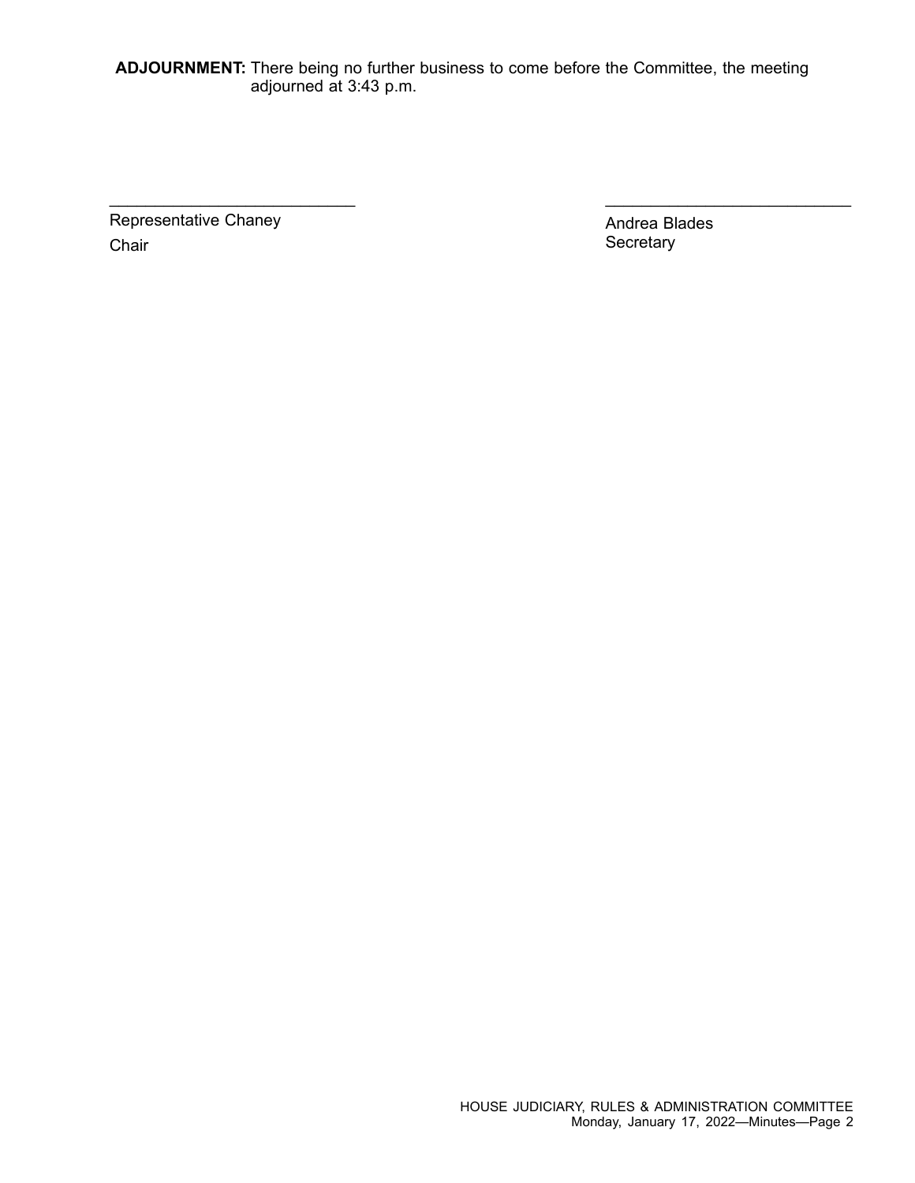**ADJOURNMENT:** There being no further business to come before the Committee, the meeting adjourned at 3:43 p.m.

___________________________
Representative Chaney
Chair

___________________________
Andrea Blades
Secretary